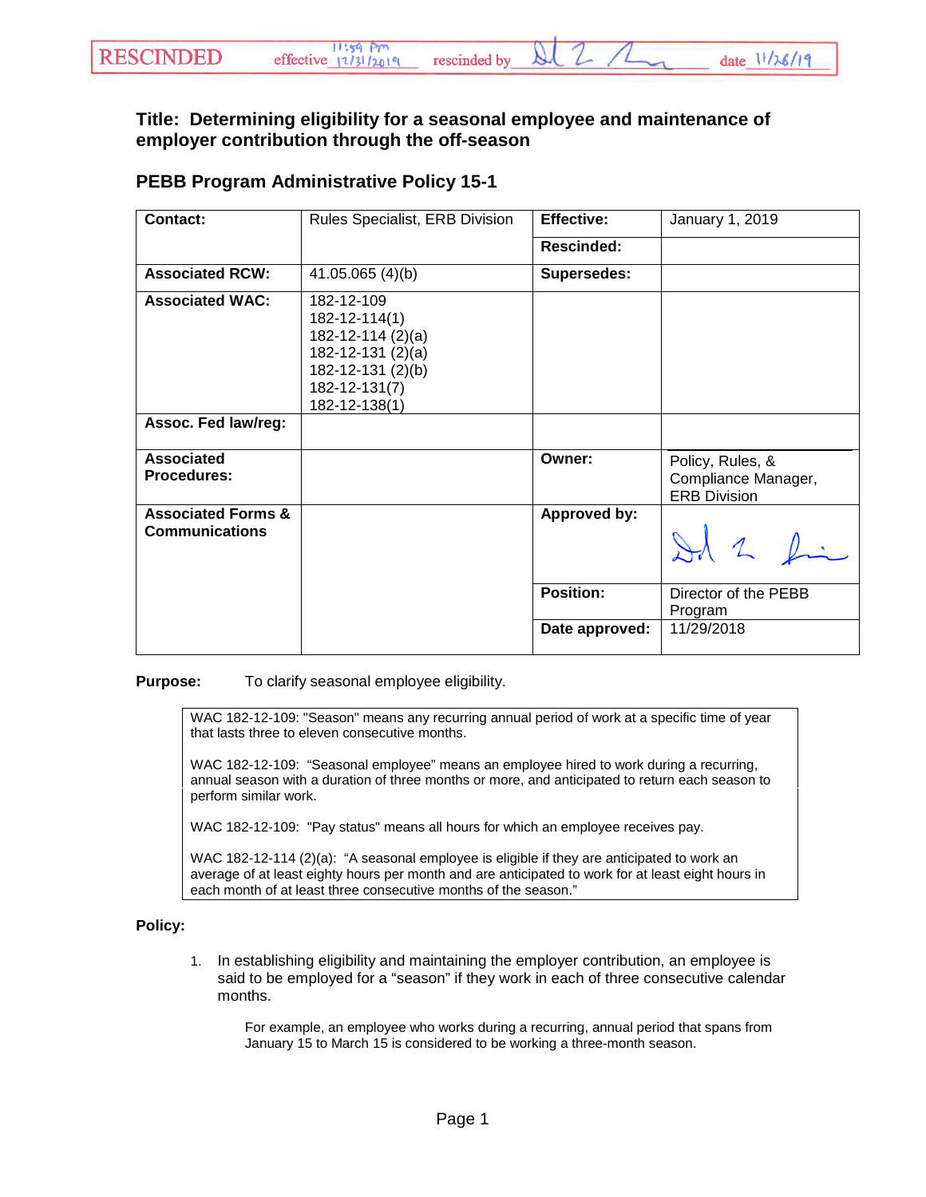RESCINDED effective 11:59 PM 12/31/2019 rescinded by [signature] date 11/26/19

# Title: Determining eligibility for a seasonal employee and maintenance of employer contribution through the off-season

## PEBB Program Administrative Policy 15-1

| Contact: | Rules Specialist, ERB Division | Effective: | January 1, 2019 |
|---|---|---|---|
| | | Rescinded: | |
| Associated RCW: | 41.05.065 (4)(b) | Supersedes: | |
| Associated WAC: | 182-12-109<br>182-12-114(1)<br>182-12-114 (2)(a)<br>182-12-131 (2)(a)<br>182-12-131 (2)(b)<br>182-12-131(7)<br>182-12-138(1) | | |
| Assoc. Fed law/reg: | | | |
| Associated Procedures: | | Owner: | Policy, Rules, & Compliance Manager, ERB Division |
| Associated Forms & Communications | | Approved by: | [signature] |
| | | Position: | Director of the PEBB Program |
| | | Date approved: | 11/29/2018 |

**Purpose:** To clarify seasonal employee eligibility.

> WAC 182-12-109: "Season" means any recurring annual period of work at a specific time of year that lasts three to eleven consecutive months.
>
> WAC 182-12-109: "Seasonal employee" means an employee hired to work during a recurring, annual season with a duration of three months or more, and anticipated to return each season to perform similar work.
>
> WAC 182-12-109: "Pay status" means all hours for which an employee receives pay.
>
> WAC 182-12-114 (2)(a): "A seasonal employee is eligible if they are anticipated to work an average of at least eighty hours per month and are anticipated to work for at least eight hours in each month of at least three consecutive months of the season."

**Policy:**

1. In establishing eligibility and maintaining the employer contribution, an employee is said to be employed for a "season" if they work in each of three consecutive calendar months.

   For example, an employee who works during a recurring, annual period that spans from January 15 to March 15 is considered to be working a three-month season.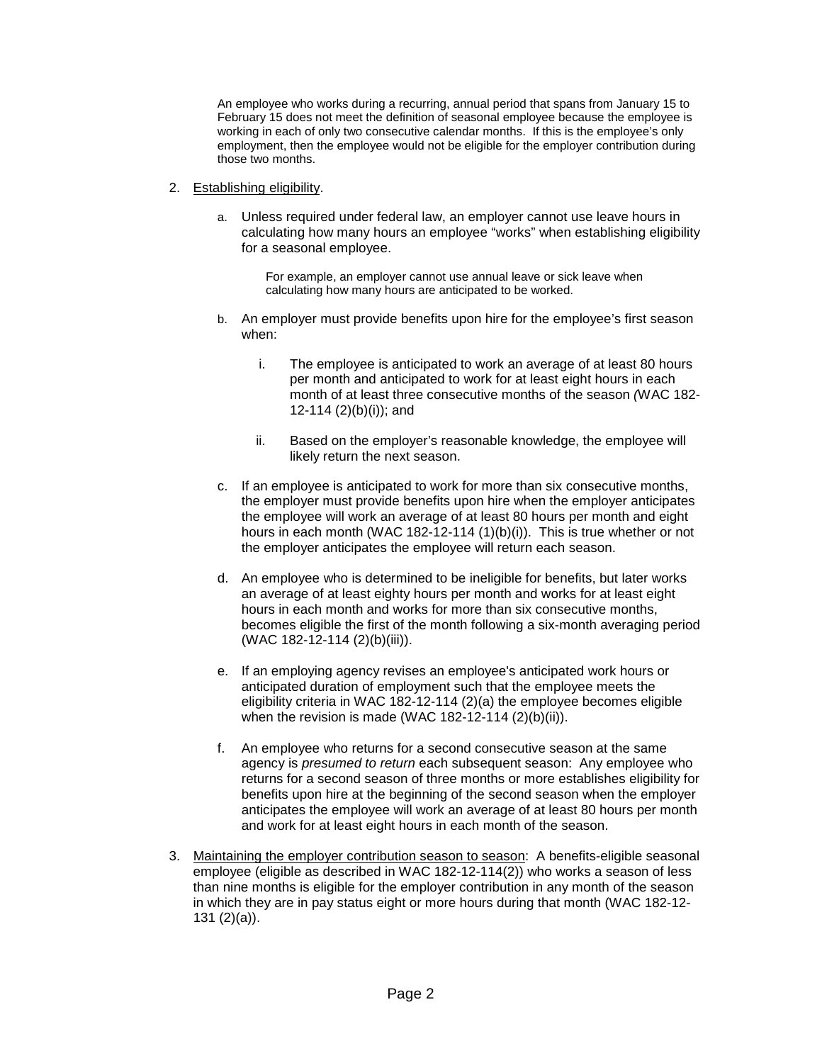An employee who works during a recurring, annual period that spans from January 15 to February 15 does not meet the definition of seasonal employee because the employee is working in each of only two consecutive calendar months. If this is the employee's only employment, then the employee would not be eligible for the employer contribution during those two months.

2. Establishing eligibility.

   a. Unless required under federal law, an employer cannot use leave hours in calculating how many hours an employee "works" when establishing eligibility for a seasonal employee.

      For example, an employer cannot use annual leave or sick leave when calculating how many hours are anticipated to be worked.

   b. An employer must provide benefits upon hire for the employee's first season when:

      i. The employee is anticipated to work an average of at least 80 hours per month and anticipated to work for at least eight hours in each month of at least three consecutive months of the season (WAC 182-12-114 (2)(b)(i)); and

      ii. Based on the employer's reasonable knowledge, the employee will likely return the next season.

   c. If an employee is anticipated to work for more than six consecutive months, the employer must provide benefits upon hire when the employer anticipates the employee will work an average of at least 80 hours per month and eight hours in each month (WAC 182-12-114 (1)(b)(i)). This is true whether or not the employer anticipates the employee will return each season.

   d. An employee who is determined to be ineligible for benefits, but later works an average of at least eighty hours per month and works for at least eight hours in each month and works for more than six consecutive months, becomes eligible the first of the month following a six-month averaging period (WAC 182-12-114 (2)(b)(iii)).

   e. If an employing agency revises an employee's anticipated work hours or anticipated duration of employment such that the employee meets the eligibility criteria in WAC 182-12-114 (2)(a) the employee becomes eligible when the revision is made (WAC 182-12-114 (2)(b)(ii)).

   f. An employee who returns for a second consecutive season at the same agency is *presumed to return* each subsequent season: Any employee who returns for a second season of three months or more establishes eligibility for benefits upon hire at the beginning of the second season when the employer anticipates the employee will work an average of at least 80 hours per month and work for at least eight hours in each month of the season.

3. Maintaining the employer contribution season to season: A benefits-eligible seasonal employee (eligible as described in WAC 182-12-114(2)) who works a season of less than nine months is eligible for the employer contribution in any month of the season in which they are in pay status eight or more hours during that month (WAC 182-12-131 (2)(a)).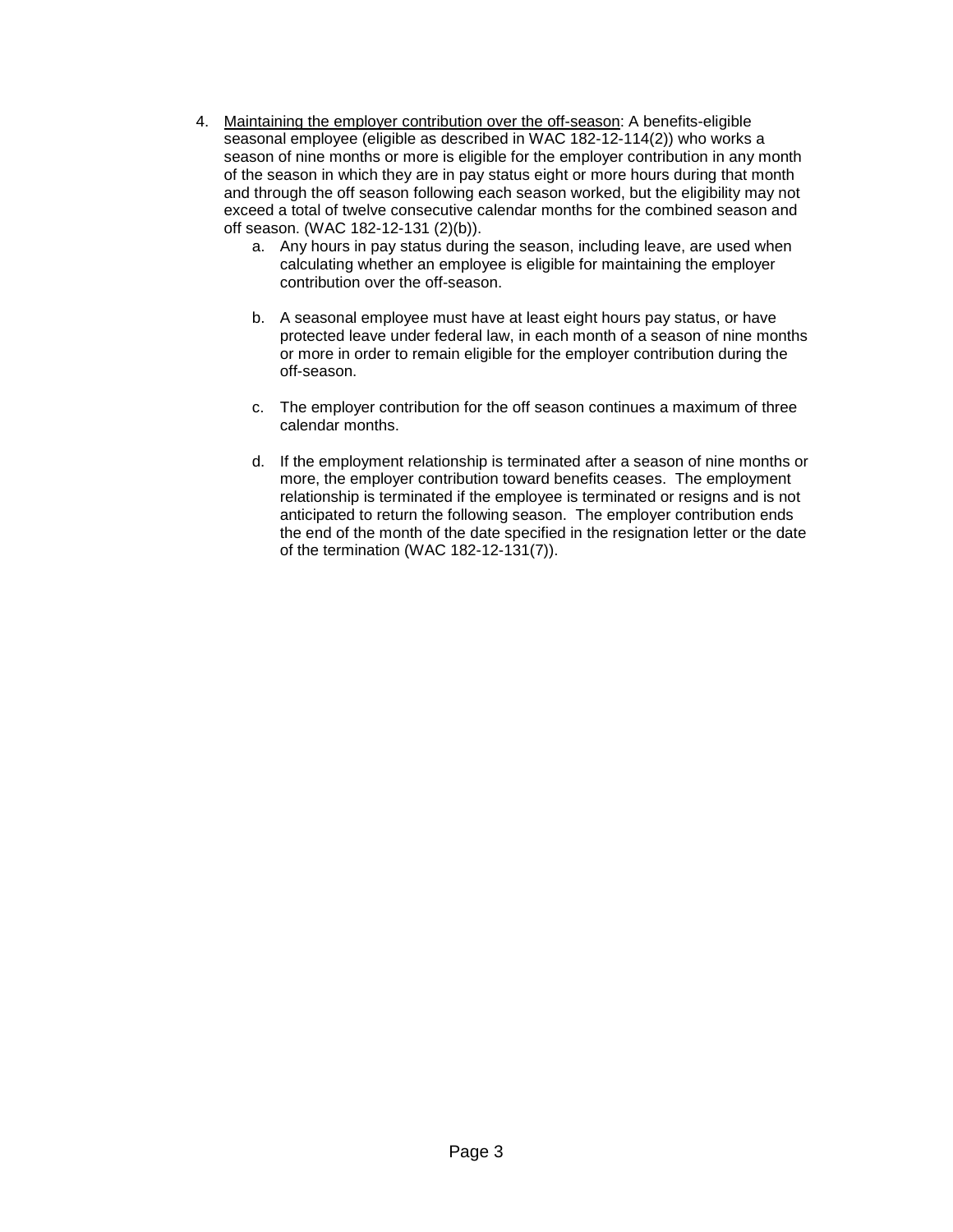4. <u>Maintaining the employer contribution over the off-season</u>: A benefits-eligible seasonal employee (eligible as described in WAC 182-12-114(2)) who works a season of nine months or more is eligible for the employer contribution in any month of the season in which they are in pay status eight or more hours during that month and through the off season following each season worked, but the eligibility may not exceed a total of twelve consecutive calendar months for the combined season and off season. (WAC 182-12-131 (2)(b)).

    a. Any hours in pay status during the season, including leave, are used when calculating whether an employee is eligible for maintaining the employer contribution over the off-season.

    b. A seasonal employee must have at least eight hours pay status, or have protected leave under federal law, in each month of a season of nine months or more in order to remain eligible for the employer contribution during the off-season.

    c. The employer contribution for the off season continues a maximum of three calendar months.

    d. If the employment relationship is terminated after a season of nine months or more, the employer contribution toward benefits ceases. The employment relationship is terminated if the employee is terminated or resigns and is not anticipated to return the following season. The employer contribution ends the end of the month of the date specified in the resignation letter or the date of the termination (WAC 182-12-131(7)).